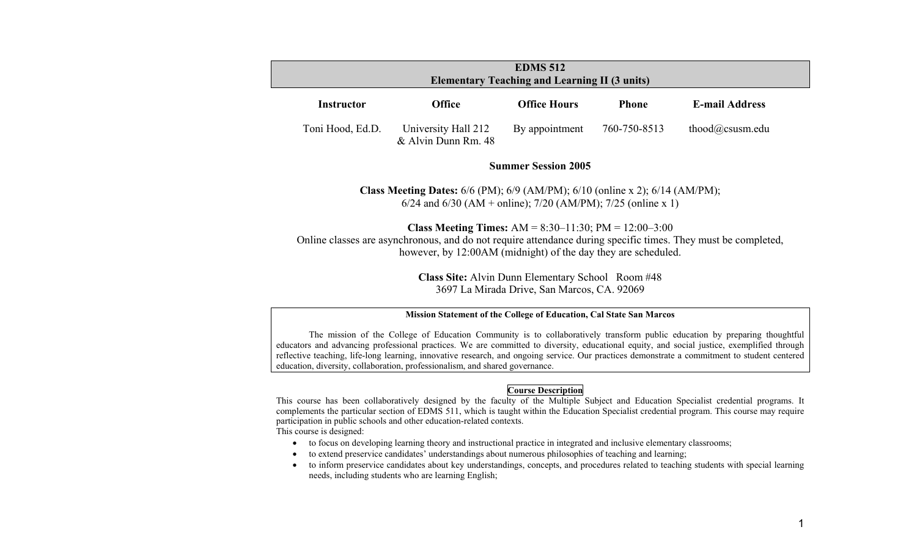# EDMS 512
## Elementary Teaching and Learning II (3 units)

| Instructor | Office | Office Hours | Phone | E-mail Address |
|---|---|---|---|---|
| Toni Hood, Ed.D. | University Hall 212 & Alvin Dunn Rm. 48 | By appointment | 760-750-8513 | thood@csusm.edu |

**Summer Session 2005**

**Class Meeting Dates:** 6/6 (PM); 6/9 (AM/PM); 6/10 (online x 2); 6/14 (AM/PM); 6/24 and 6/30 (AM + online); 7/20 (AM/PM); 7/25 (online x 1)

**Class Meeting Times:** AM = 8:30–11:30; PM = 12:00–3:00
Online classes are asynchronous, and do not require attendance during specific times. They must be completed, however, by 12:00AM (midnight) of the day they are scheduled.

**Class Site:** Alvin Dunn Elementary School Room #48
3697 La Mirada Drive, San Marcos, CA. 92069

**Mission Statement of the College of Education, Cal State San Marcos**

The mission of the College of Education Community is to collaboratively transform public education by preparing thoughtful educators and advancing professional practices. We are committed to diversity, educational equity, and social justice, exemplified through reflective teaching, life-long learning, innovative research, and ongoing service. Our practices demonstrate a commitment to student centered education, diversity, collaboration, professionalism, and shared governance.

**Course Description**

This course has been collaboratively designed by the faculty of the Multiple Subject and Education Specialist credential programs. It complements the particular section of EDMS 511, which is taught within the Education Specialist credential program. This course may require participation in public schools and other education-related contexts.

This course is designed:

- to focus on developing learning theory and instructional practice in integrated and inclusive elementary classrooms;
- to extend preservice candidates' understandings about numerous philosophies of teaching and learning;
- to inform preservice candidates about key understandings, concepts, and procedures related to teaching students with special learning needs, including students who are learning English;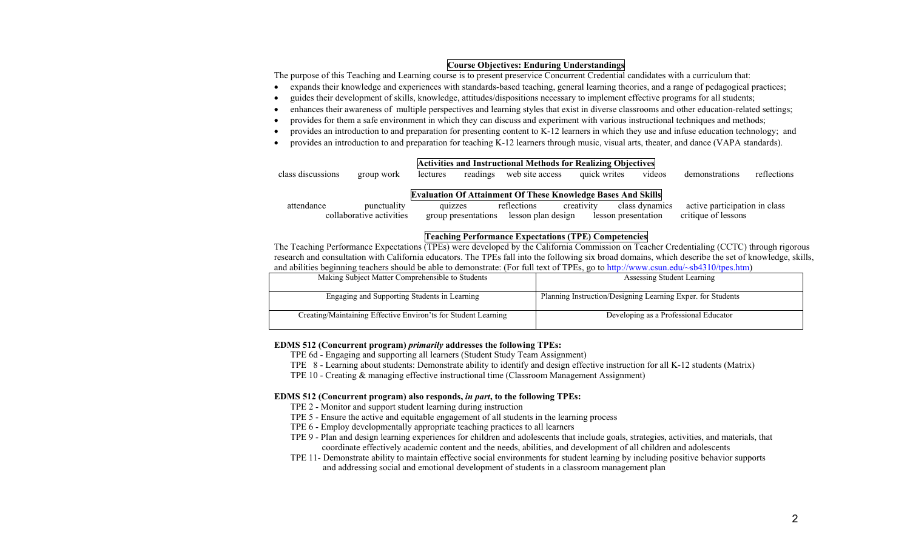## Course Objectives: Enduring Understandings

The purpose of this Teaching and Learning course is to present preservice Concurrent Credential candidates with a curriculum that:

- expands their knowledge and experiences with standards-based teaching, general learning theories, and a range of pedagogical practices;
- guides their development of skills, knowledge, attitudes/dispositions necessary to implement effective programs for all students;
- enhances their awareness of multiple perspectives and learning styles that exist in diverse classrooms and other education-related settings;
- provides for them a safe environment in which they can discuss and experiment with various instructional techniques and methods;
- provides an introduction to and preparation for presenting content to K-12 learners in which they use and infuse education technology; and
- provides an introduction to and preparation for teaching K-12 learners through music, visual arts, theater, and dance (VAPA standards).

## Activities and Instructional Methods for Realizing Objectives

class discussions    group work    lectures    readings    web site access    quick writes    videos    demonstrations    reflections

## Evaluation Of Attainment Of These Knowledge Bases And Skills

attendance    punctuality    quizzes    reflections    creativity    class dynamics    active participation in class
collaborative activities    group presentations    lesson plan design    lesson presentation    critique of lessons

## Teaching Performance Expectations (TPE) Competencies

The Teaching Performance Expectations (TPEs) were developed by the California Commission on Teacher Credentialing (CCTC) through rigorous research and consultation with California educators. The TPEs fall into the following six broad domains, which describe the set of knowledge, skills, and abilities beginning teachers should be able to demonstrate: (For full text of TPEs, go to http://www.csun.edu/~sb4310/tpes.htm)

| | |
|---|---|
| Making Subject Matter Comprehensible to Students | Assessing Student Learning |
| Engaging and Supporting Students in Learning | Planning Instruction/Designing Learning Exper. for Students |
| Creating/Maintaining Effective Environ'ts for Student Learning | Developing as a Professional Educator |

**EDMS 512 (Concurrent program) *primarily* addresses the following TPEs:**

TPE 6d - Engaging and supporting all learners (Student Study Team Assignment)
TPE 8 - Learning about students: Demonstrate ability to identify and design effective instruction for all K-12 students (Matrix)
TPE 10 - Creating & managing effective instructional time (Classroom Management Assignment)

**EDMS 512 (Concurrent program) also responds, *in part*, to the following TPEs:**

TPE 2 - Monitor and support student learning during instruction
TPE 5 - Ensure the active and equitable engagement of all students in the learning process
TPE 6 - Employ developmentally appropriate teaching practices to all learners
TPE 9 - Plan and design learning experiences for children and adolescents that include goals, strategies, activities, and materials, that coordinate effectively academic content and the needs, abilities, and development of all children and adolescents
TPE 11- Demonstrate ability to maintain effective social environments for student learning by including positive behavior supports and addressing social and emotional development of students in a classroom management plan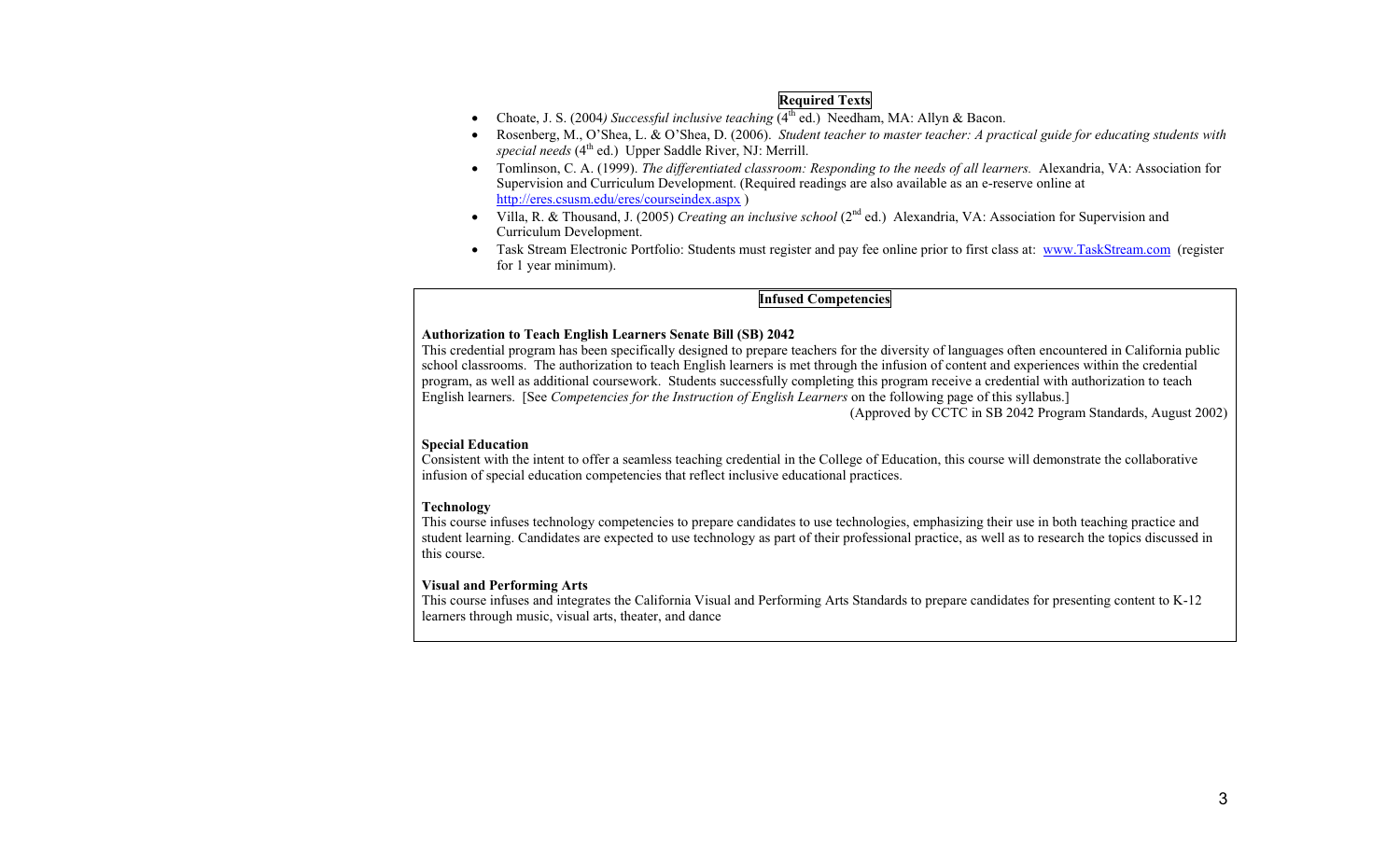## Required Texts

- Choate, J. S. (2004*) Successful inclusive teaching* (4th ed.) Needham, MA: Allyn & Bacon.
- Rosenberg, M., O'Shea, L. & O'Shea, D. (2006). *Student teacher to master teacher: A practical guide for educating students with special needs* (4th ed.) Upper Saddle River, NJ: Merrill.
- Tomlinson, C. A. (1999). *The differentiated classroom: Responding to the needs of all learners.* Alexandria, VA: Association for Supervision and Curriculum Development. (Required readings are also available as an e-reserve online at http://eres.csusm.edu/eres/courseindex.aspx )
- Villa, R. & Thousand, J. (2005) *Creating an inclusive school* (2nd ed.) Alexandria, VA: Association for Supervision and Curriculum Development.
- Task Stream Electronic Portfolio: Students must register and pay fee online prior to first class at: www.TaskStream.com (register for 1 year minimum).

## Infused Competencies

**Authorization to Teach English Learners Senate Bill (SB) 2042**

This credential program has been specifically designed to prepare teachers for the diversity of languages often encountered in California public school classrooms. The authorization to teach English learners is met through the infusion of content and experiences within the credential program, as well as additional coursework. Students successfully completing this program receive a credential with authorization to teach English learners. [See *Competencies for the Instruction of English Learners* on the following page of this syllabus.]

(Approved by CCTC in SB 2042 Program Standards, August 2002)

**Special Education**

Consistent with the intent to offer a seamless teaching credential in the College of Education, this course will demonstrate the collaborative infusion of special education competencies that reflect inclusive educational practices.

**Technology**

This course infuses technology competencies to prepare candidates to use technologies, emphasizing their use in both teaching practice and student learning. Candidates are expected to use technology as part of their professional practice, as well as to research the topics discussed in this course.

**Visual and Performing Arts**

This course infuses and integrates the California Visual and Performing Arts Standards to prepare candidates for presenting content to K-12 learners through music, visual arts, theater, and dance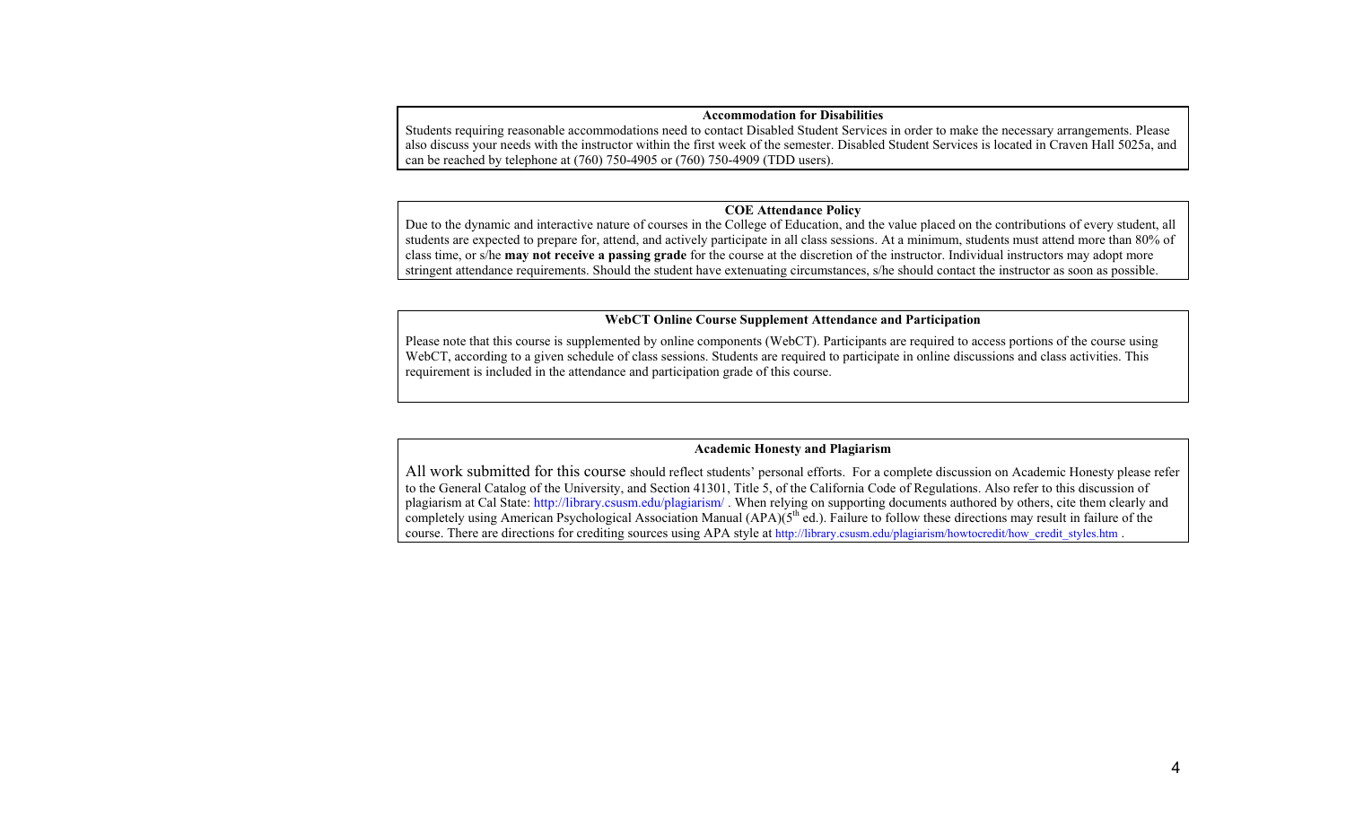### Accommodation for Disabilities

Students requiring reasonable accommodations need to contact Disabled Student Services in order to make the necessary arrangements. Please also discuss your needs with the instructor within the first week of the semester. Disabled Student Services is located in Craven Hall 5025a, and can be reached by telephone at (760) 750-4905 or (760) 750-4909 (TDD users).

### COE Attendance Policy

Due to the dynamic and interactive nature of courses in the College of Education, and the value placed on the contributions of every student, all students are expected to prepare for, attend, and actively participate in all class sessions. At a minimum, students must attend more than 80% of class time, or s/he **may not receive a passing grade** for the course at the discretion of the instructor. Individual instructors may adopt more stringent attendance requirements. Should the student have extenuating circumstances, s/he should contact the instructor as soon as possible.

### WebCT Online Course Supplement Attendance and Participation

Please note that this course is supplemented by online components (WebCT). Participants are required to access portions of the course using WebCT, according to a given schedule of class sessions. Students are required to participate in online discussions and class activities. This requirement is included in the attendance and participation grade of this course.

### Academic Honesty and Plagiarism

All work submitted for this course should reflect students' personal efforts. For a complete discussion on Academic Honesty please refer to the General Catalog of the University, and Section 41301, Title 5, of the California Code of Regulations. Also refer to this discussion of plagiarism at Cal State: http://library.csusm.edu/plagiarism/ . When relying on supporting documents authored by others, cite them clearly and completely using American Psychological Association Manual (APA)(5th ed.). Failure to follow these directions may result in failure of the course. There are directions for crediting sources using APA style at http://library.csusm.edu/plagiarism/howtocredit/how_credit_styles.htm .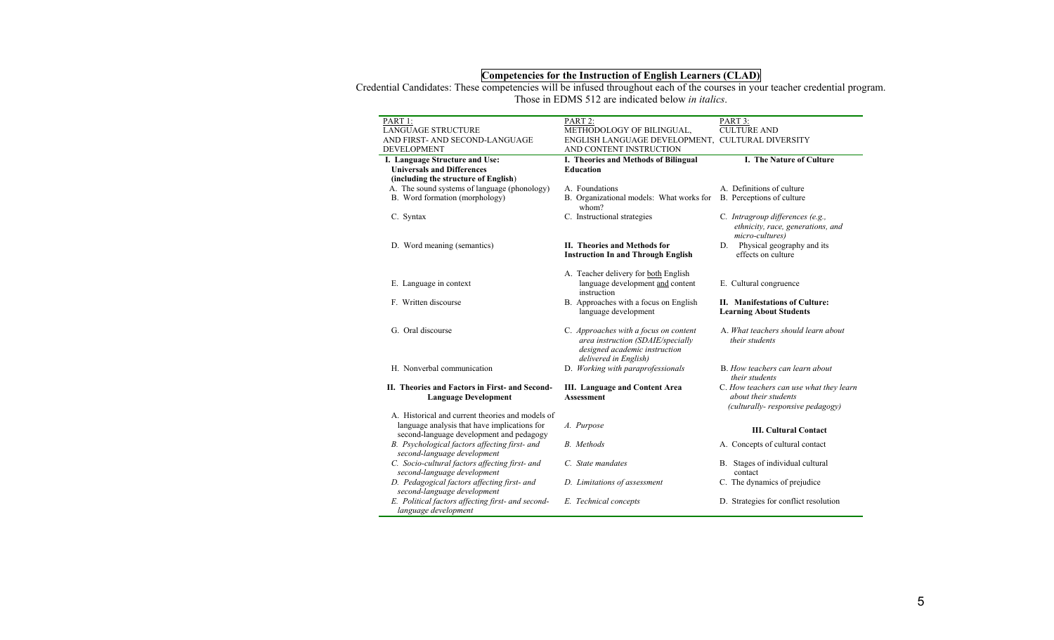# Competencies for the Instruction of English Learners (CLAD)

Credential Candidates: These competencies will be infused throughout each of the courses in your teacher credential program. Those in EDMS 512 are indicated below *in italics*.

| PART 1: LANGUAGE STRUCTURE AND FIRST- AND SECOND-LANGUAGE DEVELOPMENT | PART 2: METHODOLOGY OF BILINGUAL, ENGLISH LANGUAGE DEVELOPMENT, AND CONTENT INSTRUCTION | PART 3: CULTURE AND CULTURAL DIVERSITY |
|---|---|---|
| **I. Language Structure and Use: Universals and Differences (including the structure of English)** | **I. Theories and Methods of Bilingual Education** | **I. The Nature of Culture** |
| A. The sound systems of language (phonology) | A. Foundations | A. Definitions of culture |
| B. Word formation (morphology) | B. Organizational models: What works for whom? | B. Perceptions of culture |
| C. Syntax | C. Instructional strategies | C. *Intragroup differences (e.g., ethnicity, race, generations, and micro-cultures)* |
| D. Word meaning (semantics) | **II. Theories and Methods for Instruction In and Through English** | D. Physical geography and its effects on culture |
| E. Language in context | A. Teacher delivery for both English language development and content instruction | E. Cultural congruence |
| F. Written discourse | B. Approaches with a focus on English language development | **II. Manifestations of Culture: Learning About Students** |
| G. Oral discourse | C. *Approaches with a focus on content area instruction (SDAIE/specially designed academic instruction delivered in English)* | A. *What teachers should learn about their students* |
| H. Nonverbal communication | D. *Working with paraprofessionals* | B. *How teachers can learn about their students* |
| **II. Theories and Factors in First- and Second-Language Development** | **III. Language and Content Area Assessment** | C. *How teachers can use what they learn about their students (culturally- responsive pedagogy)* |
| A. Historical and current theories and models of language analysis that have implications for second-language development and pedagogy | *A. Purpose* | **III. Cultural Contact** |
| *B. Psychological factors affecting first- and second-language development* | *B. Methods* | A. Concepts of cultural contact |
| *C. Socio-cultural factors affecting first- and second-language development* | *C. State mandates* | B. Stages of individual cultural contact |
| *D. Pedagogical factors affecting first- and second-language development* | *D. Limitations of assessment* | C. The dynamics of prejudice |
| *E. Political factors affecting first- and second-language development* | *E. Technical concepts* | D. Strategies for conflict resolution |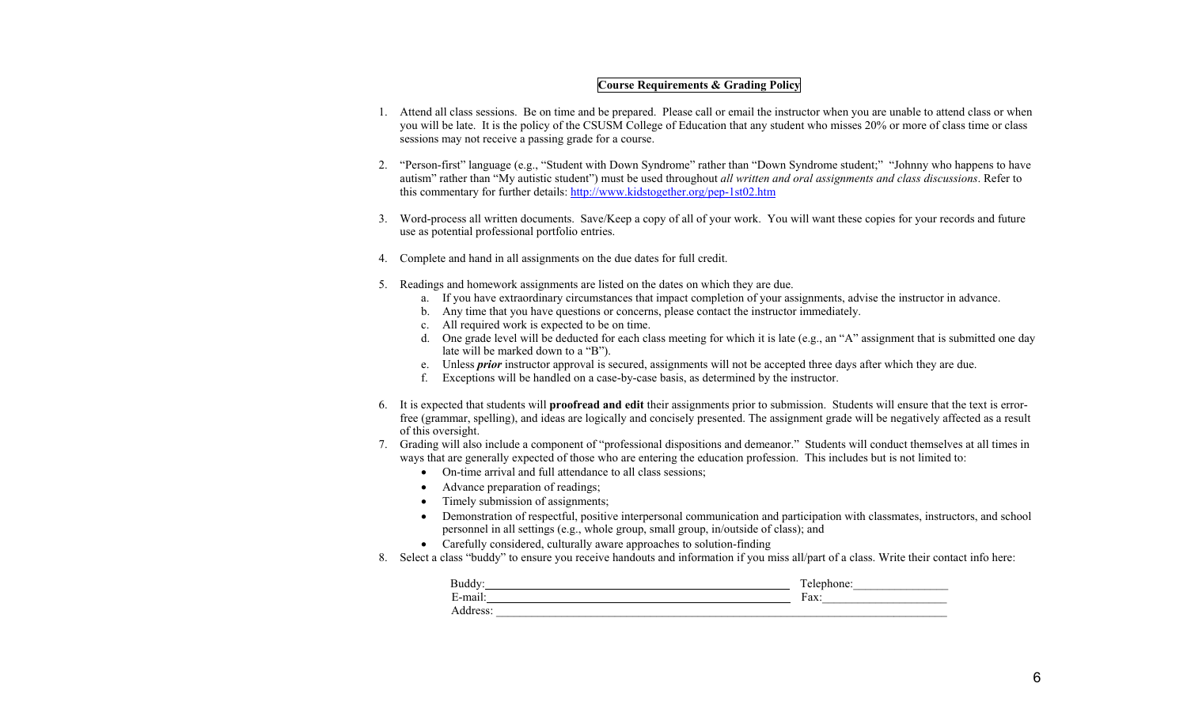## Course Requirements & Grading Policy

1. Attend all class sessions. Be on time and be prepared. Please call or email the instructor when you are unable to attend class or when you will be late. It is the policy of the CSUSM College of Education that any student who misses 20% or more of class time or class sessions may not receive a passing grade for a course.

2. "Person-first" language (e.g., "Student with Down Syndrome" rather than "Down Syndrome student;" "Johnny who happens to have autism" rather than "My autistic student") must be used throughout *all written and oral assignments and class discussions*. Refer to this commentary for further details: http://www.kidstogether.org/pep-1st02.htm

3. Word-process all written documents. Save/Keep a copy of all of your work. You will want these copies for your records and future use as potential professional portfolio entries.

4. Complete and hand in all assignments on the due dates for full credit.

5. Readings and homework assignments are listed on the dates on which they are due.
   a. If you have extraordinary circumstances that impact completion of your assignments, advise the instructor in advance.
   b. Any time that you have questions or concerns, please contact the instructor immediately.
   c. All required work is expected to be on time.
   d. One grade level will be deducted for each class meeting for which it is late (e.g., an "A" assignment that is submitted one day late will be marked down to a "B").
   e. Unless ***prior*** instructor approval is secured, assignments will not be accepted three days after which they are due.
   f. Exceptions will be handled on a case-by-case basis, as determined by the instructor.

6. It is expected that students will **proofread and edit** their assignments prior to submission. Students will ensure that the text is error-free (grammar, spelling), and ideas are logically and concisely presented. The assignment grade will be negatively affected as a result of this oversight.

7. Grading will also include a component of "professional dispositions and demeanor." Students will conduct themselves at all times in ways that are generally expected of those who are entering the education profession. This includes but is not limited to:
   - On-time arrival and full attendance to all class sessions;
   - Advance preparation of readings;
   - Timely submission of assignments;
   - Demonstration of respectful, positive interpersonal communication and participation with classmates, instructors, and school personnel in all settings (e.g., whole group, small group, in/outside of class); and
   - Carefully considered, culturally aware approaches to solution-finding

8. Select a class "buddy" to ensure you receive handouts and information if you miss all/part of a class. Write their contact info here:

   Buddy:\_\_\_\_\_\_\_\_\_\_\_\_\_\_\_\_\_\_\_\_\_\_\_\_\_\_\_\_\_\_\_\_\_\_\_\_ Telephone:\_\_\_\_\_\_\_\_\_\_\_\_\_\_\_\_
   E-mail:\_\_\_\_\_\_\_\_\_\_\_\_\_\_\_\_\_\_\_\_\_\_\_\_\_\_\_\_\_\_\_\_\_\_\_\_ Fax:\_\_\_\_\_\_\_\_\_\_\_\_\_\_\_\_\_\_\_\_
   Address: \_\_\_\_\_\_\_\_\_\_\_\_\_\_\_\_\_\_\_\_\_\_\_\_\_\_\_\_\_\_\_\_\_\_\_\_\_\_\_\_\_\_\_\_\_\_\_\_\_\_\_\_\_\_\_\_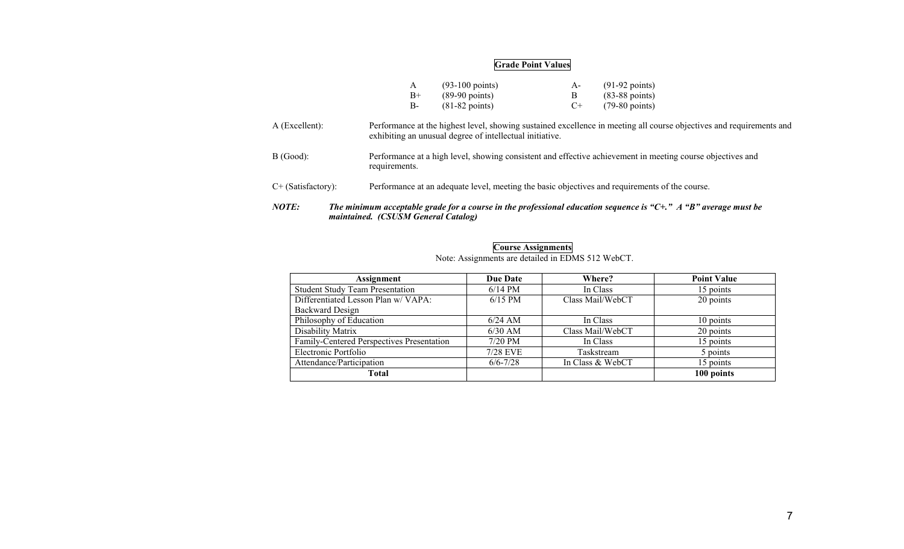## Grade Point Values

| | | | |
|---|---|---|---|
| A | (93-100 points) | A- | (91-92 points) |
| B+ | (89-90 points) | B | (83-88 points) |
| B- | (81-82 points) | C+ | (79-80 points) |

A (Excellent): Performance at the highest level, showing sustained excellence in meeting all course objectives and requirements and exhibiting an unusual degree of intellectual initiative.

B (Good): Performance at a high level, showing consistent and effective achievement in meeting course objectives and requirements.

C+ (Satisfactory): Performance at an adequate level, meeting the basic objectives and requirements of the course.

***NOTE:*** ***The minimum acceptable grade for a course in the professional education sequence is "C+." A "B" average must be maintained. (CSUSM General Catalog)***

## Course Assignments

Note: Assignments are detailed in EDMS 512 WebCT.

| Assignment | Due Date | Where? | Point Value |
|---|---|---|---|
| Student Study Team Presentation | 6/14 PM | In Class | 15 points |
| Differentiated Lesson Plan w/ VAPA: Backward Design | 6/15 PM | Class Mail/WebCT | 20 points |
| Philosophy of Education | 6/24 AM | In Class | 10 points |
| Disability Matrix | 6/30 AM | Class Mail/WebCT | 20 points |
| Family-Centered Perspectives Presentation | 7/20 PM | In Class | 15 points |
| Electronic Portfolio | 7/28 EVE | Taskstream | 5 points |
| Attendance/Participation | 6/6-7/28 | In Class & WebCT | 15 points |
| **Total** | | | **100 points** |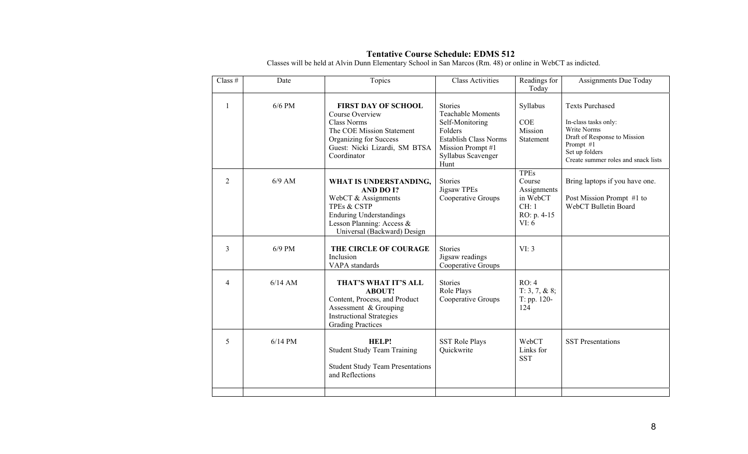## Tentative Course Schedule: EDMS 512

Classes will be held at Alvin Dunn Elementary School in San Marcos (Rm. 48) or online in WebCT as indicted.

| Class # | Date | Topics | Class Activities | Readings for Today | Assignments Due Today |
|---|---|---|---|---|---|
| 1 | 6/6 PM | **FIRST DAY OF SCHOOL**<br>Course Overview<br>Class Norms<br>The COE Mission Statement<br>Organizing for Success<br>Guest: Nicki Lizardi, SM BTSA Coordinator | Stories<br>Teachable Moments<br>Self-Monitoring Folders<br>Establish Class Norms<br>Mission Prompt #1<br>Syllabus Scavenger Hunt | Syllabus<br><br>COE Mission Statement | Texts Purchased<br><br>In-class tasks only:<br>Write Norms<br>Draft of Response to Mission Prompt #1<br>Set up folders<br>Create summer roles and snack lists |
| 2 | 6/9 AM | **WHAT IS UNDERSTANDING, AND DO I?**<br>WebCT & Assignments<br>TPEs & CSTP<br>Enduring Understandings<br>Lesson Planning: Access & Universal (Backward) Design | Stories<br>Jigsaw TPEs<br>Cooperative Groups | TPEs<br>Course Assignments in WebCT<br>CH: 1<br>RO: p. 4-15<br>VI: 6 | Bring laptops if you have one.<br><br>Post Mission Prompt #1 to WebCT Bulletin Board |
| 3 | 6/9 PM | **THE CIRCLE OF COURAGE**<br>Inclusion<br>VAPA standards | Stories<br>Jigsaw readings<br>Cooperative Groups | VI: 3 | |
| 4 | 6/14 AM | **THAT'S WHAT IT'S ALL ABOUT!**<br>Content, Process, and Product<br>Assessment & Grouping<br>Instructional Strategies<br>Grading Practices | Stories<br>Role Plays<br>Cooperative Groups | RO: 4<br>T: 3, 7, & 8;<br>T: pp. 120-124 | |
| 5 | 6/14 PM | **HELP!**<br>Student Study Team Training<br><br>Student Study Team Presentations and Reflections | SST Role Plays<br>Quickwrite | WebCT Links for SST | SST Presentations |
| | | | | | |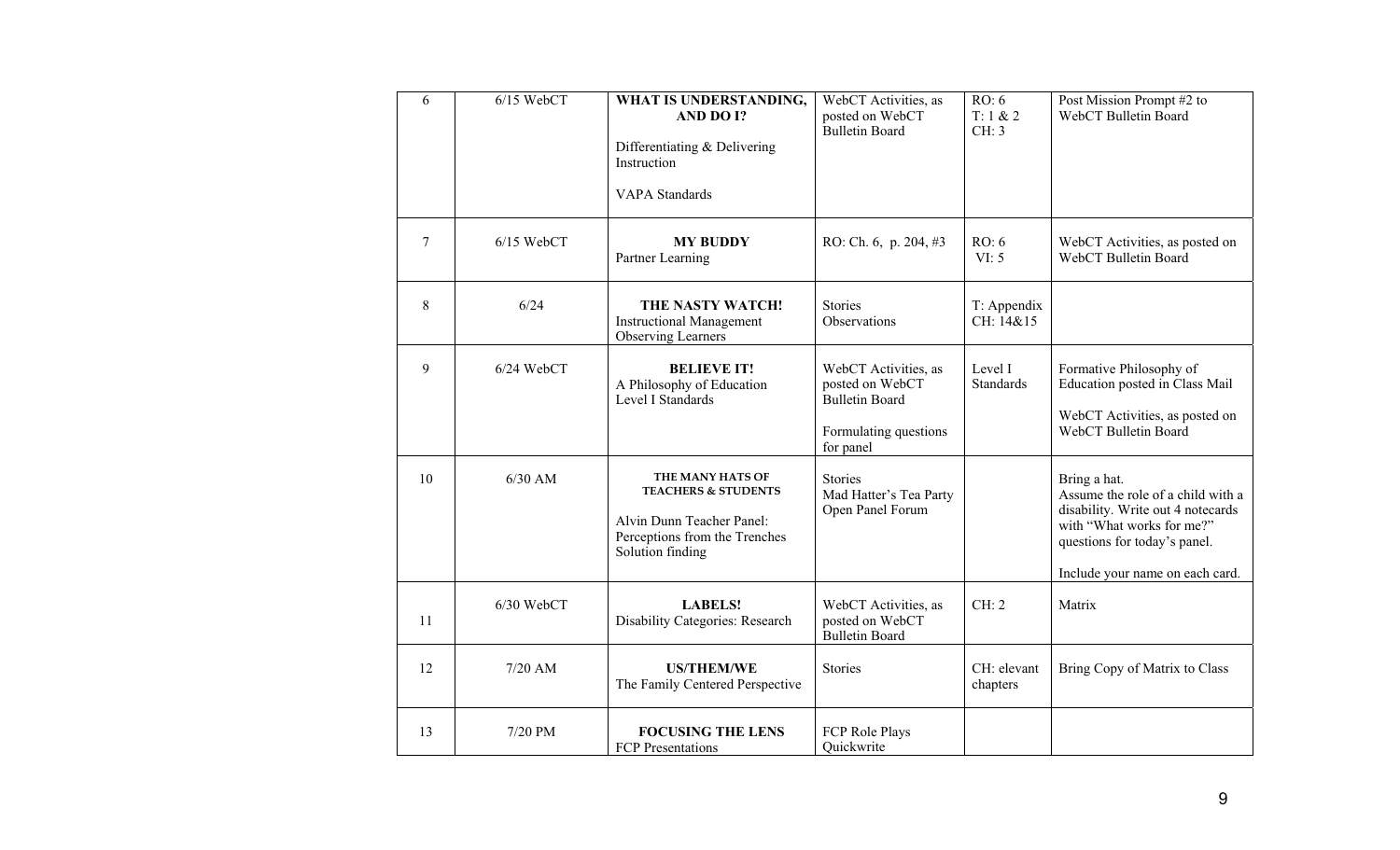| 6 | 6/15 WebCT | **WHAT IS UNDERSTANDING, AND DO I?**<br><br>Differentiating & Delivering Instruction<br><br>VAPA Standards | WebCT Activities, as posted on WebCT Bulletin Board | RO: 6<br>T: 1 & 2<br>CH: 3 | Post Mission Prompt #2 to WebCT Bulletin Board |
|---|---|---|---|---|---|
| 7 | 6/15 WebCT | **MY BUDDY**<br>Partner Learning | RO: Ch. 6, p. 204, #3 | RO: 6<br>VI: 5 | WebCT Activities, as posted on WebCT Bulletin Board |
| 8 | 6/24 | **THE NASTY WATCH!**<br>Instructional Management<br>Observing Learners | Stories<br>Observations | T: Appendix<br>CH: 14&15 | |
| 9 | 6/24 WebCT | **BELIEVE IT!**<br>A Philosophy of Education<br>Level I Standards | WebCT Activities, as posted on WebCT Bulletin Board<br><br>Formulating questions for panel | Level I Standards | Formative Philosophy of Education posted in Class Mail<br><br>WebCT Activities, as posted on WebCT Bulletin Board |
| 10 | 6/30 AM | **THE MANY HATS OF TEACHERS & STUDENTS**<br><br>Alvin Dunn Teacher Panel: Perceptions from the Trenches<br>Solution finding | Stories<br>Mad Hatter's Tea Party<br>Open Panel Forum | | Bring a hat.<br>Assume the role of a child with a disability. Write out 4 notecards with "What works for me?" questions for today's panel.<br><br>Include your name on each card. |
| 11 | 6/30 WebCT | **LABELS!**<br>Disability Categories: Research | WebCT Activities, as posted on WebCT Bulletin Board | CH: 2 | Matrix |
| 12 | 7/20 AM | **US/THEM/WE**<br>The Family Centered Perspective | Stories | CH: elevant chapters | Bring Copy of Matrix to Class |
| 13 | 7/20 PM | **FOCUSING THE LENS**<br>FCP Presentations | FCP Role Plays<br>Quickwrite | | |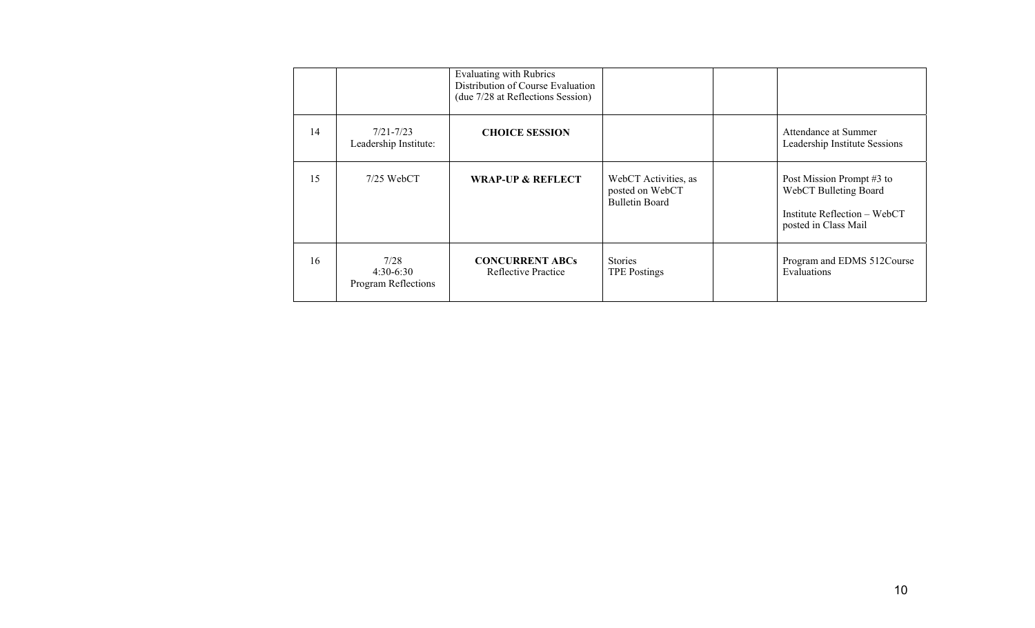| | | | | | |
|---|---|---|---|---|---|
| | | Evaluating with Rubrics<br>Distribution of Course Evaluation (due 7/28 at Reflections Session) | | | |
| 14 | 7/21-7/23<br>Leadership Institute: | **CHOICE SESSION** | | | Attendance at Summer Leadership Institute Sessions |
| 15 | 7/25 WebCT | **WRAP-UP & REFLECT** | WebCT Activities, as posted on WebCT Bulletin Board | | Post Mission Prompt #3 to WebCT Bulleting Board<br><br>Institute Reflection – WebCT posted in Class Mail |
| 16 | 7/28<br>4:30-6:30<br>Program Reflections | **CONCURRENT ABCs**<br>Reflective Practice | Stories<br>TPE Postings | | Program and EDMS 512Course Evaluations |